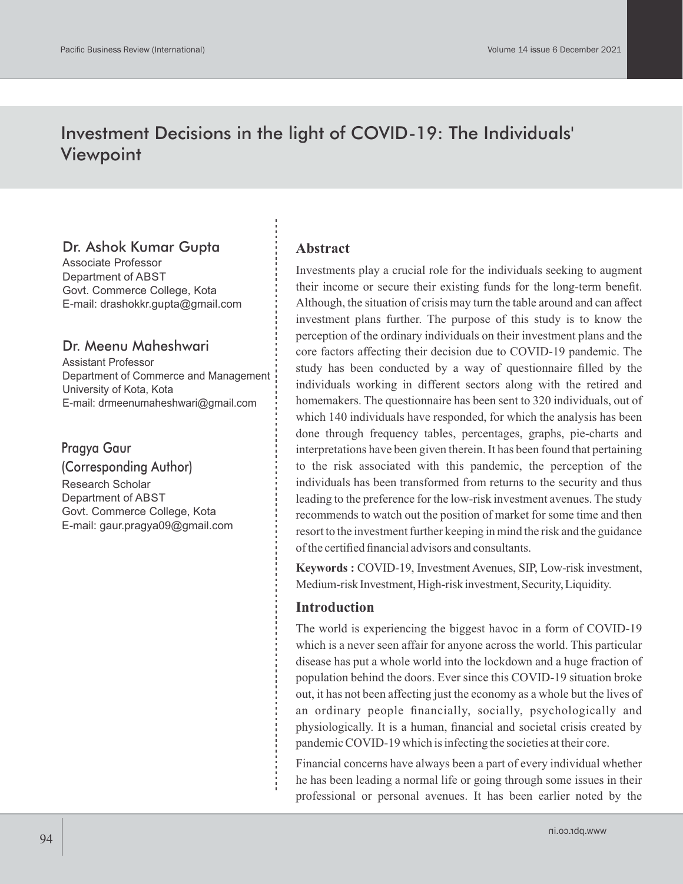# Investment Decisions in the light of COVID-19: The Individuals' Viewpoint

**Dr. Ashok Kumar Gupta**
Associate Professor
Department of ABST
Govt. Commerce College, Kota
E-mail: drashokkr.gupta@gmail.com

**Dr. Meenu Maheshwari**
Assistant Professor
Department of Commerce and Management
University of Kota, Kota
E-mail: drmeenumaheshwari@gmail.com

**Pragya Gaur**
**(Corresponding Author)**
Research Scholar
Department of ABST
Govt. Commerce College, Kota
E-mail: gaur.pragya09@gmail.com

## Abstract

Investments play a crucial role for the individuals seeking to augment their income or secure their existing funds for the long-term benefit. Although, the situation of crisis may turn the table around and can affect investment plans further. The purpose of this study is to know the perception of the ordinary individuals on their investment plans and the core factors affecting their decision due to COVID-19 pandemic. The study has been conducted by a way of questionnaire filled by the individuals working in different sectors along with the retired and homemakers. The questionnaire has been sent to 320 individuals, out of which 140 individuals have responded, for which the analysis has been done through frequency tables, percentages, graphs, pie-charts and interpretations have been given therein. It has been found that pertaining to the risk associated with this pandemic, the perception of the individuals has been transformed from returns to the security and thus leading to the preference for the low-risk investment avenues. The study recommends to watch out the position of market for some time and then resort to the investment further keeping in mind the risk and the guidance of the certified financial advisors and consultants.

**Keywords :** COVID-19, Investment Avenues, SIP, Low-risk investment, Medium-risk Investment, High-risk investment, Security, Liquidity.

## Introduction

The world is experiencing the biggest havoc in a form of COVID-19 which is a never seen affair for anyone across the world. This particular disease has put a whole world into the lockdown and a huge fraction of population behind the doors. Ever since this COVID-19 situation broke out, it has not been affecting just the economy as a whole but the lives of an ordinary people financially, socially, psychologically and physiologically. It is a human, financial and societal crisis created by pandemic COVID-19 which is infecting the societies at their core.

Financial concerns have always been a part of every individual whether he has been leading a normal life or going through some issues in their professional or personal avenues. It has been earlier noted by the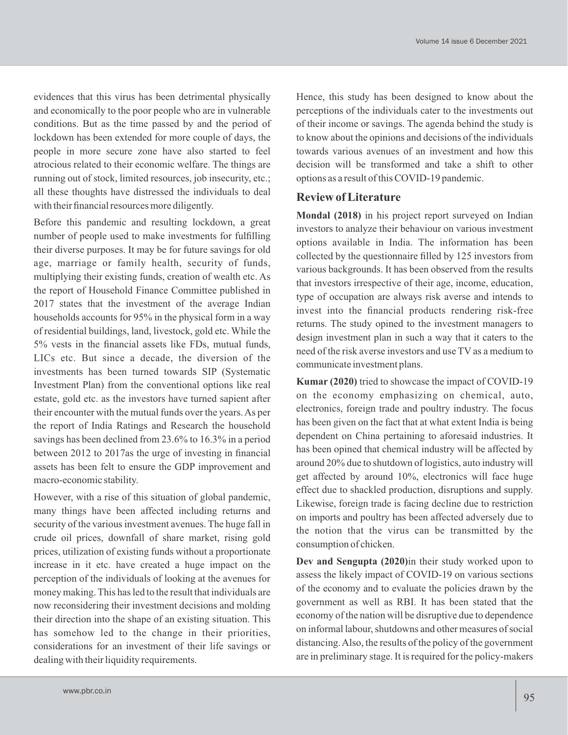evidences that this virus has been detrimental physically and economically to the poor people who are in vulnerable conditions. But as the time passed by and the period of lockdown has been extended for more couple of days, the people in more secure zone have also started to feel atrocious related to their economic welfare. The things are running out of stock, limited resources, job insecurity, etc.; all these thoughts have distressed the individuals to deal with their financial resources more diligently.

Before this pandemic and resulting lockdown, a great number of people used to make investments for fulfilling their diverse purposes. It may be for future savings for old age, marriage or family health, security of funds, multiplying their existing funds, creation of wealth etc. As the report of Household Finance Committee published in 2017 states that the investment of the average Indian households accounts for 95% in the physical form in a way of residential buildings, land, livestock, gold etc. While the 5% vests in the financial assets like FDs, mutual funds, LICs etc. But since a decade, the diversion of the investments has been turned towards SIP (Systematic Investment Plan) from the conventional options like real estate, gold etc. as the investors have turned sapient after their encounter with the mutual funds over the years. As per the report of India Ratings and Research the household savings has been declined from 23.6% to 16.3% in a period between 2012 to 2017as the urge of investing in financial assets has been felt to ensure the GDP improvement and macro-economic stability.

However, with a rise of this situation of global pandemic, many things have been affected including returns and security of the various investment avenues. The huge fall in crude oil prices, downfall of share market, rising gold prices, utilization of existing funds without a proportionate increase in it etc. have created a huge impact on the perception of the individuals of looking at the avenues for money making. This has led to the result that individuals are now reconsidering their investment decisions and molding their direction into the shape of an existing situation. This has somehow led to the change in their priorities, considerations for an investment of their life savings or dealing with their liquidity requirements.

Hence, this study has been designed to know about the perceptions of the individuals cater to the investments out of their income or savings. The agenda behind the study is to know about the opinions and decisions of the individuals towards various avenues of an investment and how this decision will be transformed and take a shift to other options as a result of this COVID-19 pandemic.

## Review of Literature

**Mondal (2018)** in his project report surveyed on Indian investors to analyze their behaviour on various investment options available in India. The information has been collected by the questionnaire filled by 125 investors from various backgrounds. It has been observed from the results that investors irrespective of their age, income, education, type of occupation are always risk averse and intends to invest into the financial products rendering risk-free returns. The study opined to the investment managers to design investment plan in such a way that it caters to the need of the risk averse investors and use TV as a medium to communicate investment plans.

**Kumar (2020)** tried to showcase the impact of COVID-19 on the economy emphasizing on chemical, auto, electronics, foreign trade and poultry industry. The focus has been given on the fact that at what extent India is being dependent on China pertaining to aforesaid industries. It has been opined that chemical industry will be affected by around 20% due to shutdown of logistics, auto industry will get affected by around 10%, electronics will face huge effect due to shackled production, disruptions and supply. Likewise, foreign trade is facing decline due to restriction on imports and poultry has been affected adversely due to the notion that the virus can be transmitted by the consumption of chicken.

**Dev and Sengupta (2020)**in their study worked upon to assess the likely impact of COVID-19 on various sections of the economy and to evaluate the policies drawn by the government as well as RBI. It has been stated that the economy of the nation will be disruptive due to dependence on informal labour, shutdowns and other measures of social distancing. Also, the results of the policy of the government are in preliminary stage. It is required for the policy-makers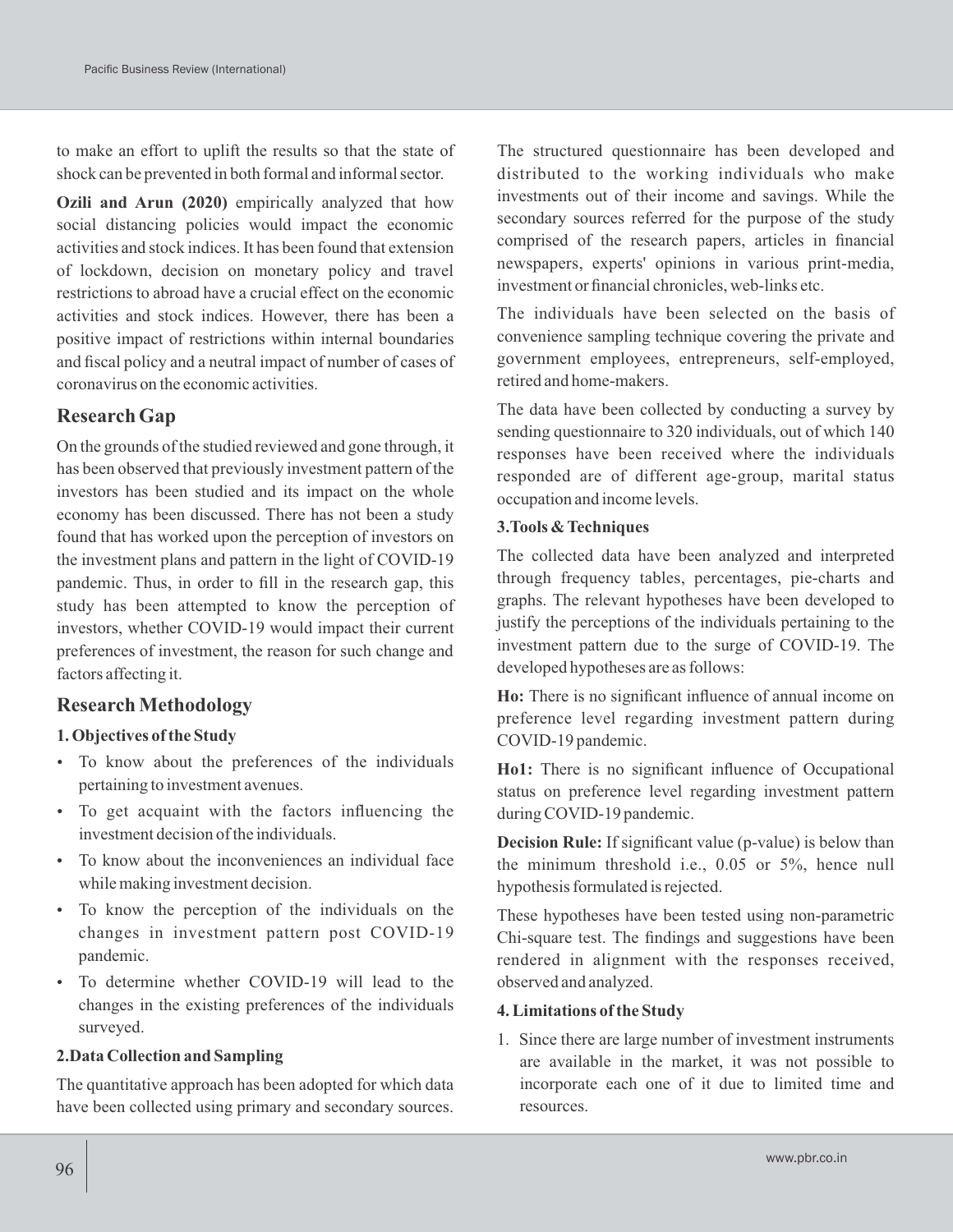to make an effort to uplift the results so that the state of shock can be prevented in both formal and informal sector.

**Ozili and Arun (2020)** empirically analyzed that how social distancing policies would impact the economic activities and stock indices. It has been found that extension of lockdown, decision on monetary policy and travel restrictions to abroad have a crucial effect on the economic activities and stock indices. However, there has been a positive impact of restrictions within internal boundaries and fiscal policy and a neutral impact of number of cases of coronavirus on the economic activities.

## Research Gap

On the grounds of the studied reviewed and gone through, it has been observed that previously investment pattern of the investors has been studied and its impact on the whole economy has been discussed. There has not been a study found that has worked upon the perception of investors on the investment plans and pattern in the light of COVID-19 pandemic. Thus, in order to fill in the research gap, this study has been attempted to know the perception of investors, whether COVID-19 would impact their current preferences of investment, the reason for such change and factors affecting it.

## Research Methodology

### 1. Objectives of the Study

- To know about the preferences of the individuals pertaining to investment avenues.
- To get acquaint with the factors influencing the investment decision of the individuals.
- To know about the inconveniences an individual face while making investment decision.
- To know the perception of the individuals on the changes in investment pattern post COVID-19 pandemic.
- To determine whether COVID-19 will lead to the changes in the existing preferences of the individuals surveyed.

### 2. Data Collection and Sampling

The quantitative approach has been adopted for which data have been collected using primary and secondary sources. The structured questionnaire has been developed and distributed to the working individuals who make investments out of their income and savings. While the secondary sources referred for the purpose of the study comprised of the research papers, articles in financial newspapers, experts' opinions in various print-media, investment or financial chronicles, web-links etc.

The individuals have been selected on the basis of convenience sampling technique covering the private and government employees, entrepreneurs, self-employed, retired and home-makers.

The data have been collected by conducting a survey by sending questionnaire to 320 individuals, out of which 140 responses have been received where the individuals responded are of different age-group, marital status occupation and income levels.

### 3. Tools & Techniques

The collected data have been analyzed and interpreted through frequency tables, percentages, pie-charts and graphs. The relevant hypotheses have been developed to justify the perceptions of the individuals pertaining to the investment pattern due to the surge of COVID-19. The developed hypotheses are as follows:

**Ho:** There is no significant influence of annual income on preference level regarding investment pattern during COVID-19 pandemic.

**Ho1:** There is no significant influence of Occupational status on preference level regarding investment pattern during COVID-19 pandemic.

**Decision Rule:** If significant value (p-value) is below than the minimum threshold i.e., 0.05 or 5%, hence null hypothesis formulated is rejected.

These hypotheses have been tested using non-parametric Chi-square test. The findings and suggestions have been rendered in alignment with the responses received, observed and analyzed.

### 4. Limitations of the Study

1. Since there are large number of investment instruments are available in the market, it was not possible to incorporate each one of it due to limited time and resources.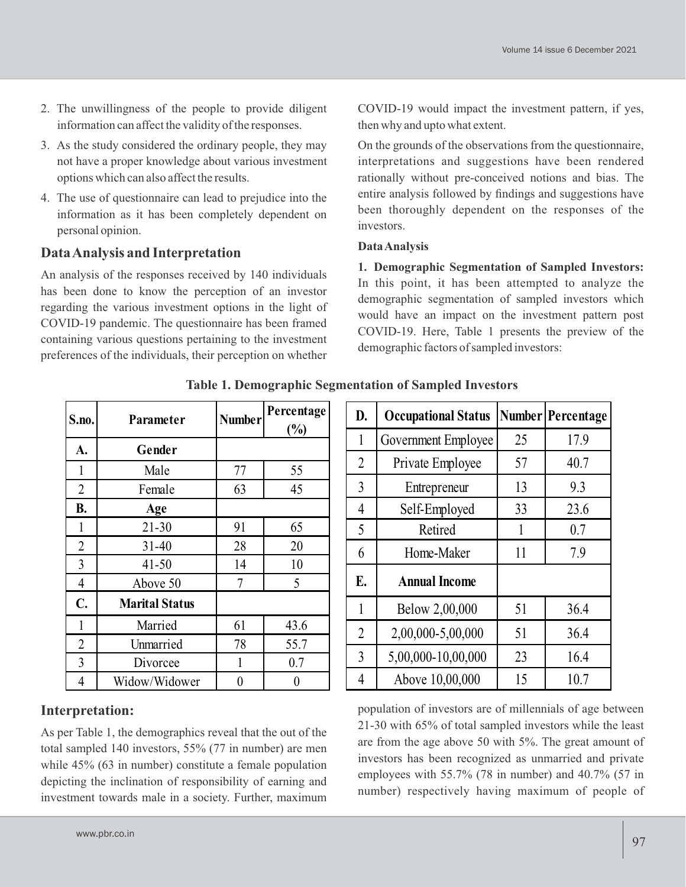2. The unwillingness of the people to provide diligent information can affect the validity of the responses.
3. As the study considered the ordinary people, they may not have a proper knowledge about various investment options which can also affect the results.
4. The use of questionnaire can lead to prejudice into the information as it has been completely dependent on personal opinion.

## Data Analysis and Interpretation

An analysis of the responses received by 140 individuals has been done to know the perception of an investor regarding the various investment options in the light of COVID-19 pandemic. The questionnaire has been framed containing various questions pertaining to the investment preferences of the individuals, their perception on whether COVID-19 would impact the investment pattern, if yes, then why and upto what extent.

On the grounds of the observations from the questionnaire, interpretations and suggestions have been rendered rationally without pre-conceived notions and bias. The entire analysis followed by findings and suggestions have been thoroughly dependent on the responses of the investors.

**Data Analysis**

**1. Demographic Segmentation of Sampled Investors:** In this point, it has been attempted to analyze the demographic segmentation of sampled investors which would have an impact on the investment pattern post COVID-19. Here, Table 1 presents the preview of the demographic factors of sampled investors:

**Table 1. Demographic Segmentation of Sampled Investors**

| S.no. | Parameter | Number | Percentage (%) |
|---|---|---|---|
| **A.** | **Gender** | | |
| 1 | Male | 77 | 55 |
| 2 | Female | 63 | 45 |
| **B.** | **Age** | | |
| 1 | 21-30 | 91 | 65 |
| 2 | 31-40 | 28 | 20 |
| 3 | 41-50 | 14 | 10 |
| 4 | Above 50 | 7 | 5 |
| **C.** | **Marital Status** | | |
| 1 | Married | 61 | 43.6 |
| 2 | Unmarried | 78 | 55.7 |
| 3 | Divorcee | 1 | 0.7 |
| 4 | Widow/Widower | 0 | 0 |
| **D.** | **Occupational Status** | **Number** | **Percentage** |
| 1 | Government Employee | 25 | 17.9 |
| 2 | Private Employee | 57 | 40.7 |
| 3 | Entrepreneur | 13 | 9.3 |
| 4 | Self-Employed | 33 | 23.6 |
| 5 | Retired | 1 | 0.7 |
| 6 | Home-Maker | 11 | 7.9 |
| **E.** | **Annual Income** | | |
| 1 | Below 2,00,000 | 51 | 36.4 |
| 2 | 2,00,000-5,00,000 | 51 | 36.4 |
| 3 | 5,00,000-10,00,000 | 23 | 16.4 |
| 4 | Above 10,00,000 | 15 | 10.7 |

## Interpretation:

As per Table 1, the demographics reveal that the out of the total sampled 140 investors, 55% (77 in number) are men while 45% (63 in number) constitute a female population depicting the inclination of responsibility of earning and investment towards male in a society. Further, maximum population of investors are of millennials of age between 21-30 with 65% of total sampled investors while the least are from the age above 50 with 5%. The great amount of investors has been recognized as unmarried and private employees with 55.7% (78 in number) and 40.7% (57 in number) respectively having maximum of people of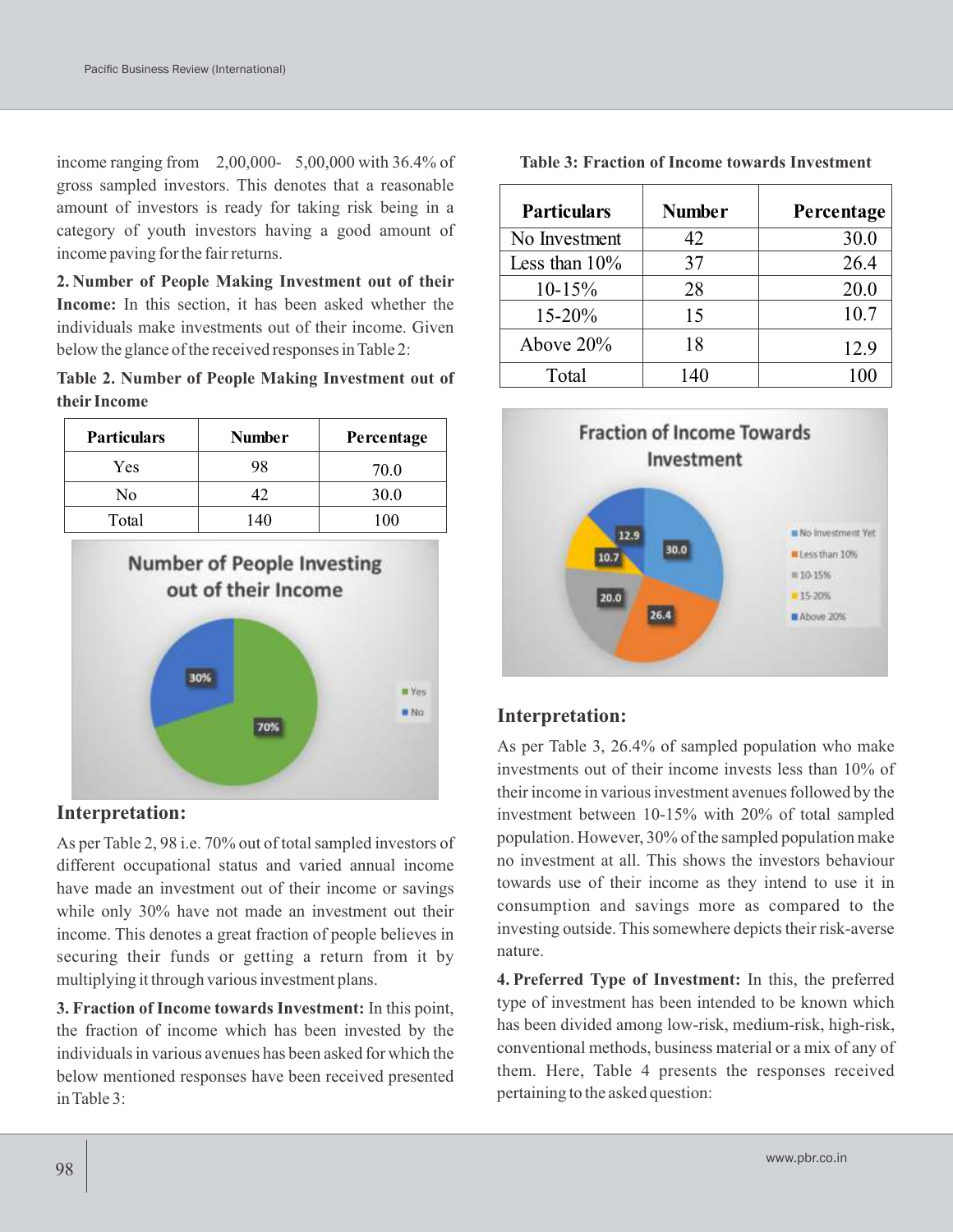income ranging from 2,00,000- 5,00,000 with 36.4% of gross sampled investors. This denotes that a reasonable amount of investors is ready for taking risk being in a category of youth investors having a good amount of income paving for the fair returns.

**2. Number of People Making Investment out of their Income:** In this section, it has been asked whether the individuals make investments out of their income. Given below the glance of the received responses in Table 2:

**Table 2. Number of People Making Investment out of their Income**

| Particulars | Number | Percentage |
|---|---|---|
| Yes | 98 | 70.0 |
| No | 42 | 30.0 |
| Total | 140 | 100 |

### Interpretation:

As per Table 2, 98 i.e. 70% out of total sampled investors of different occupational status and varied annual income have made an investment out of their income or savings while only 30% have not made an investment out their income. This denotes a great fraction of people believes in securing their funds or getting a return from it by multiplying it through various investment plans.

**3. Fraction of Income towards Investment:** In this point, the fraction of income which has been invested by the individuals in various avenues has been asked for which the below mentioned responses have been received presented in Table 3:

**Table 3: Fraction of Income towards Investment**

| Particulars | Number | Percentage |
|---|---|---|
| No Investment | 42 | 30.0 |
| Less than 10% | 37 | 26.4 |
| 10-15% | 28 | 20.0 |
| 15-20% | 15 | 10.7 |
| Above 20% | 18 | 12.9 |
| Total | 140 | 100 |

### Interpretation:

As per Table 3, 26.4% of sampled population who make investments out of their income invests less than 10% of their income in various investment avenues followed by the investment between 10-15% with 20% of total sampled population. However, 30% of the sampled population make no investment at all. This shows the investors behaviour towards use of their income as they intend to use it in consumption and savings more as compared to the investing outside. This somewhere depicts their risk-averse nature.

**4. Preferred Type of Investment:** In this, the preferred type of investment has been intended to be known which has been divided among low-risk, medium-risk, high-risk, conventional methods, business material or a mix of any of them. Here, Table 4 presents the responses received pertaining to the asked question: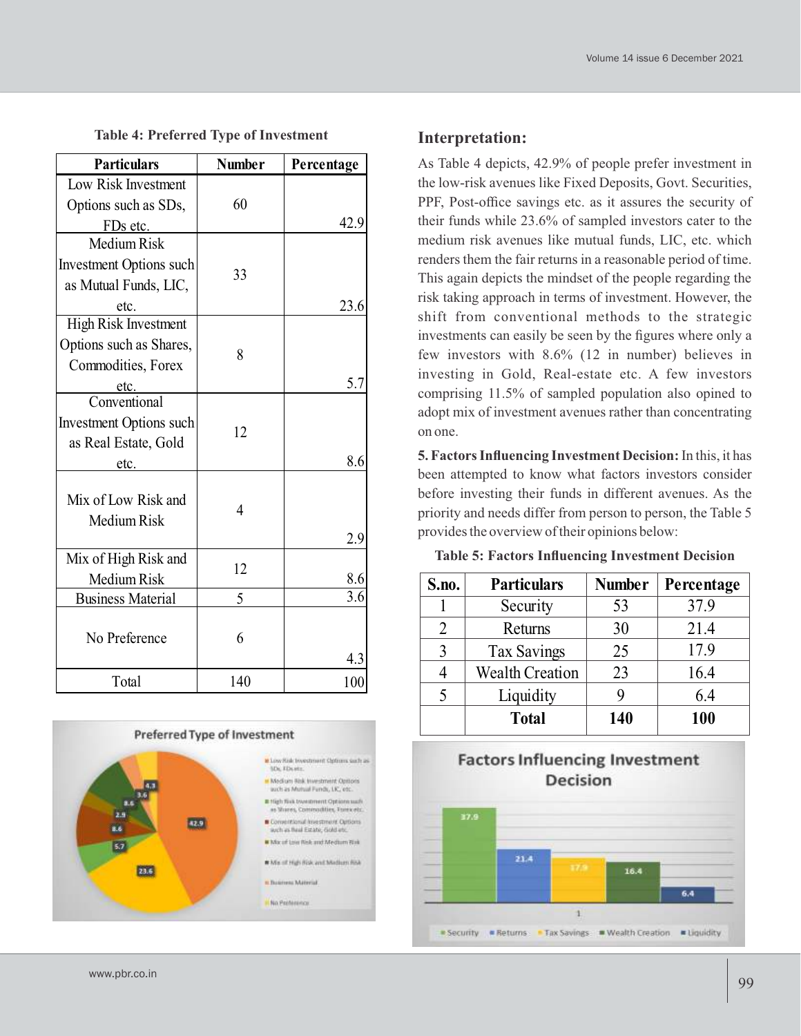**Table 4: Preferred Type of Investment**

| Particulars | Number | Percentage |
|---|---|---|
| Low Risk Investment Options such as SDs, FDs etc. | 60 | 42.9 |
| Medium Risk Investment Options such as Mutual Funds, LIC, etc. | 33 | 23.6 |
| High Risk Investment Options such as Shares, Commodities, Forex etc. | 8 | 5.7 |
| Conventional Investment Options such as Real Estate, Gold etc. | 12 | 8.6 |
| Mix of Low Risk and Medium Risk | 4 | 2.9 |
| Mix of High Risk and Medium Risk | 12 | 8.6 |
| Business Material | 5 | 3.6 |
| No Preference | 6 | 4.3 |
| Total | 140 | 100 |

## Interpretation:

As Table 4 depicts, 42.9% of people prefer investment in the low-risk avenues like Fixed Deposits, Govt. Securities, PPF, Post-office savings etc. as it assures the security of their funds while 23.6% of sampled investors cater to the medium risk avenues like mutual funds, LIC, etc. which renders them the fair returns in a reasonable period of time. This again depicts the mindset of the people regarding the risk taking approach in terms of investment. However, the shift from conventional methods to the strategic investments can easily be seen by the figures where only a few investors with 8.6% (12 in number) believes in investing in Gold, Real-estate etc. A few investors comprising 11.5% of sampled population also opined to adopt mix of investment avenues rather than concentrating on one.

**5. Factors Influencing Investment Decision:** In this, it has been attempted to know what factors investors consider before investing their funds in different avenues. As the priority and needs differ from person to person, the Table 5 provides the overview of their opinions below:

**Table 5: Factors Influencing Investment Decision**

| S.no. | Particulars | Number | Percentage |
|---|---|---|---|
| 1 | Security | 53 | 37.9 |
| 2 | Returns | 30 | 21.4 |
| 3 | Tax Savings | 25 | 17.9 |
| 4 | Wealth Creation | 23 | 16.4 |
| 5 | Liquidity | 9 | 6.4 |
| | **Total** | **140** | **100** |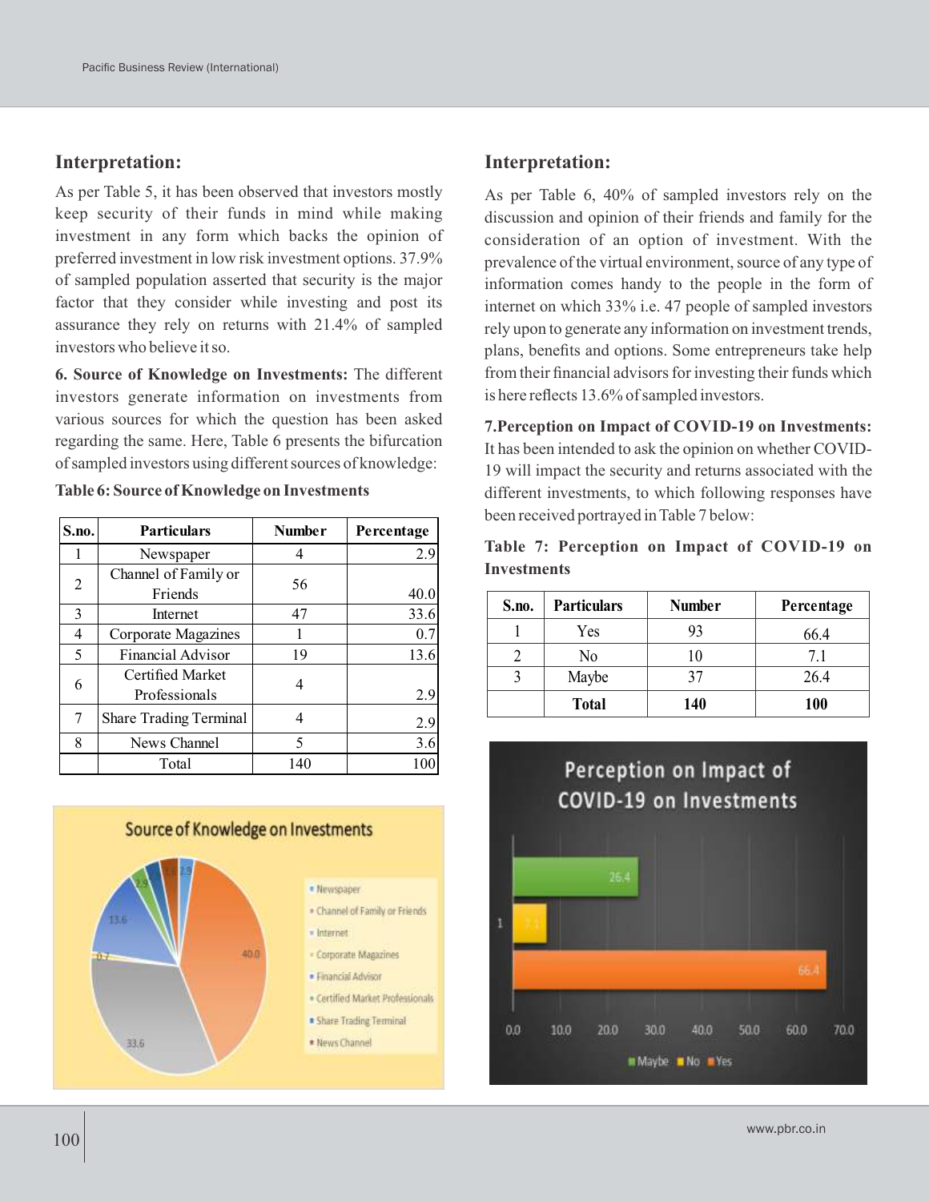## Interpretation:

As per Table 5, it has been observed that investors mostly keep security of their funds in mind while making investment in any form which backs the opinion of preferred investment in low risk investment options. 37.9% of sampled population asserted that security is the major factor that they consider while investing and post its assurance they rely on returns with 21.4% of sampled investors who believe it so.

**6. Source of Knowledge on Investments:** The different investors generate information on investments from various sources for which the question has been asked regarding the same. Here, Table 6 presents the bifurcation of sampled investors using different sources of knowledge:

**Table 6: Source of Knowledge on Investments**

| S.no. | Particulars | Number | Percentage |
|---|---|---|---|
| 1 | Newspaper | 4 | 2.9 |
| 2 | Channel of Family or Friends | 56 | 40.0 |
| 3 | Internet | 47 | 33.6 |
| 4 | Corporate Magazines | 1 | 0.7 |
| 5 | Financial Advisor | 19 | 13.6 |
| 6 | Certified Market Professionals | 4 | 2.9 |
| 7 | Share Trading Terminal | 4 | 2.9 |
| 8 | News Channel | 5 | 3.6 |
| | Total | 140 | 100 |

## Interpretation:

As per Table 6, 40% of sampled investors rely on the discussion and opinion of their friends and family for the consideration of an option of investment. With the prevalence of the virtual environment, source of any type of information comes handy to the people in the form of internet on which 33% i.e. 47 people of sampled investors rely upon to generate any information on investment trends, plans, benefits and options. Some entrepreneurs take help from their financial advisors for investing their funds which is here reflects 13.6% of sampled investors.

**7.Perception on Impact of COVID-19 on Investments:** It has been intended to ask the opinion on whether COVID-19 will impact the security and returns associated with the different investments, to which following responses have been received portrayed in Table 7 below:

**Table 7: Perception on Impact of COVID-19 on Investments**

| S.no. | Particulars | Number | Percentage |
|---|---|---|---|
| 1 | Yes | 93 | 66.4 |
| 2 | No | 10 | 7.1 |
| 3 | Maybe | 37 | 26.4 |
| | **Total** | **140** | **100** |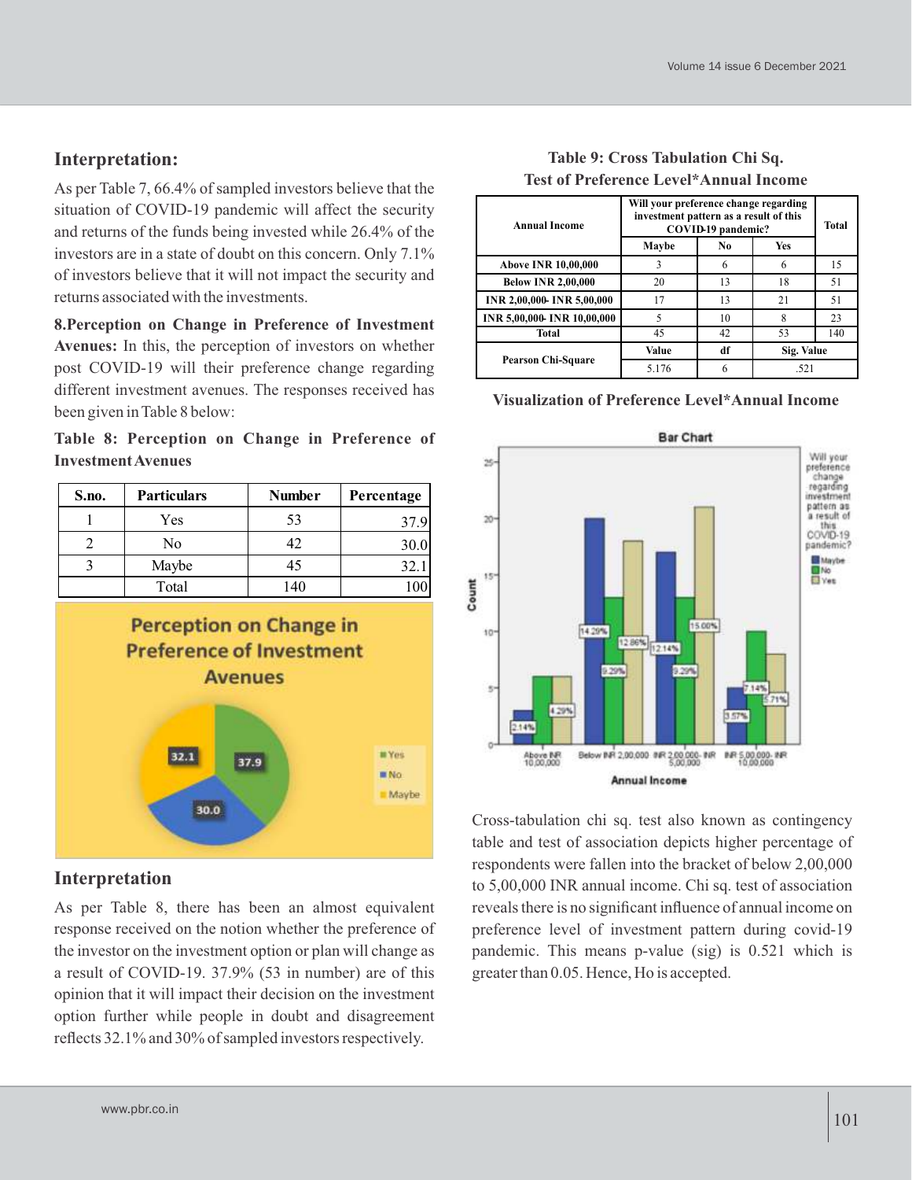## Interpretation:

As per Table 7, 66.4% of sampled investors believe that the situation of COVID-19 pandemic will affect the security and returns of the funds being invested while 26.4% of the investors are in a state of doubt on this concern. Only 7.1% of investors believe that it will not impact the security and returns associated with the investments.

**8.Perception on Change in Preference of Investment Avenues:** In this, the perception of investors on whether post COVID-19 will their preference change regarding different investment avenues. The responses received has been given in Table 8 below:

**Table 8: Perception on Change in Preference of Investment Avenues**

| S.no. | Particulars | Number | Percentage |
|---|---|---|---|
| 1 | Yes | 53 | 37.9 |
| 2 | No | 42 | 30.0 |
| 3 | Maybe | 45 | 32.1 |
| | Total | 140 | 100 |

## Interpretation

As per Table 8, there has been an almost equivalent response received on the notion whether the preference of the investor on the investment option or plan will change as a result of COVID-19. 37.9% (53 in number) are of this opinion that it will impact their decision on the investment option further while people in doubt and disagreement reflects 32.1% and 30% of sampled investors respectively.

**Table 9: Cross Tabulation Chi Sq. Test of Preference Level*Annual Income**

| Annual Income | Will your preference change regarding investment pattern as a result of this COVID-19 pandemic? | | | Total |
|---|---|---|---|---|
| | Maybe | No | Yes | |
| Above INR 10,00,000 | 3 | 6 | 6 | 15 |
| Below INR 2,00,000 | 20 | 13 | 18 | 51 |
| INR 2,00,000- INR 5,00,000 | 17 | 13 | 21 | 51 |
| INR 5,00,000- INR 10,00,000 | 5 | 10 | 8 | 23 |
| Total | 45 | 42 | 53 | 140 |
| Pearson Chi-Square | Value | df | Sig. Value | |
| | 5.176 | 6 | .521 | |

**Visualization of Preference Level*Annual Income**

Cross-tabulation chi sq. test also known as contingency table and test of association depicts higher percentage of respondents were fallen into the bracket of below 2,00,000 to 5,00,000 INR annual income. Chi sq. test of association reveals there is no significant influence of annual income on preference level of investment pattern during covid-19 pandemic. This means p-value (sig) is 0.521 which is greater than 0.05. Hence, Ho is accepted.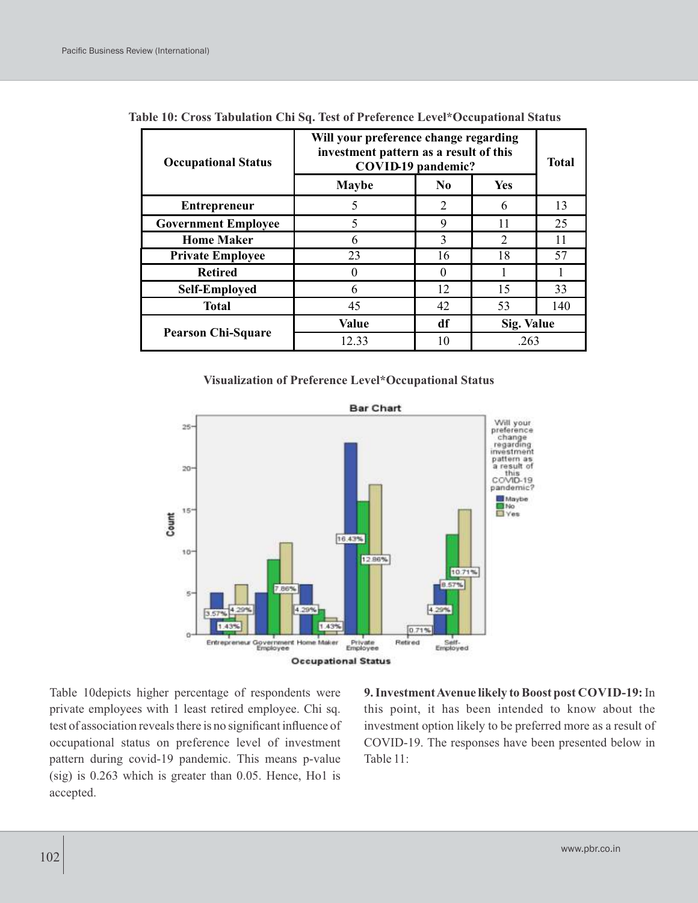**Table 10: Cross Tabulation Chi Sq. Test of Preference Level*Occupational Status**

| Occupational Status | Will your preference change regarding investment pattern as a result of this COVID-19 pandemic? | | | Total |
|---|---|---|---|---|
| | Maybe | No | Yes | |
| Entrepreneur | 5 | 2 | 6 | 13 |
| Government Employee | 5 | 9 | 11 | 25 |
| Home Maker | 6 | 3 | 2 | 11 |
| Private Employee | 23 | 16 | 18 | 57 |
| Retired | 0 | 0 | 1 | 1 |
| Self-Employed | 6 | 12 | 15 | 33 |
| Total | 45 | 42 | 53 | 140 |
| Pearson Chi-Square | Value | df | Sig. Value | |
| | 12.33 | 10 | .263 | |

**Visualization of Preference Level*Occupational Status**

Table 10depicts higher percentage of respondents were private employees with 1 least retired employee. Chi sq. test of association reveals there is no significant influence of occupational status on preference level of investment pattern during covid-19 pandemic. This means p-value (sig) is 0.263 which is greater than 0.05. Hence, Ho1 is accepted.

**9. Investment Avenue likely to Boost post COVID-19:** In this point, it has been intended to know about the investment option likely to be preferred more as a result of COVID-19. The responses have been presented below in Table 11: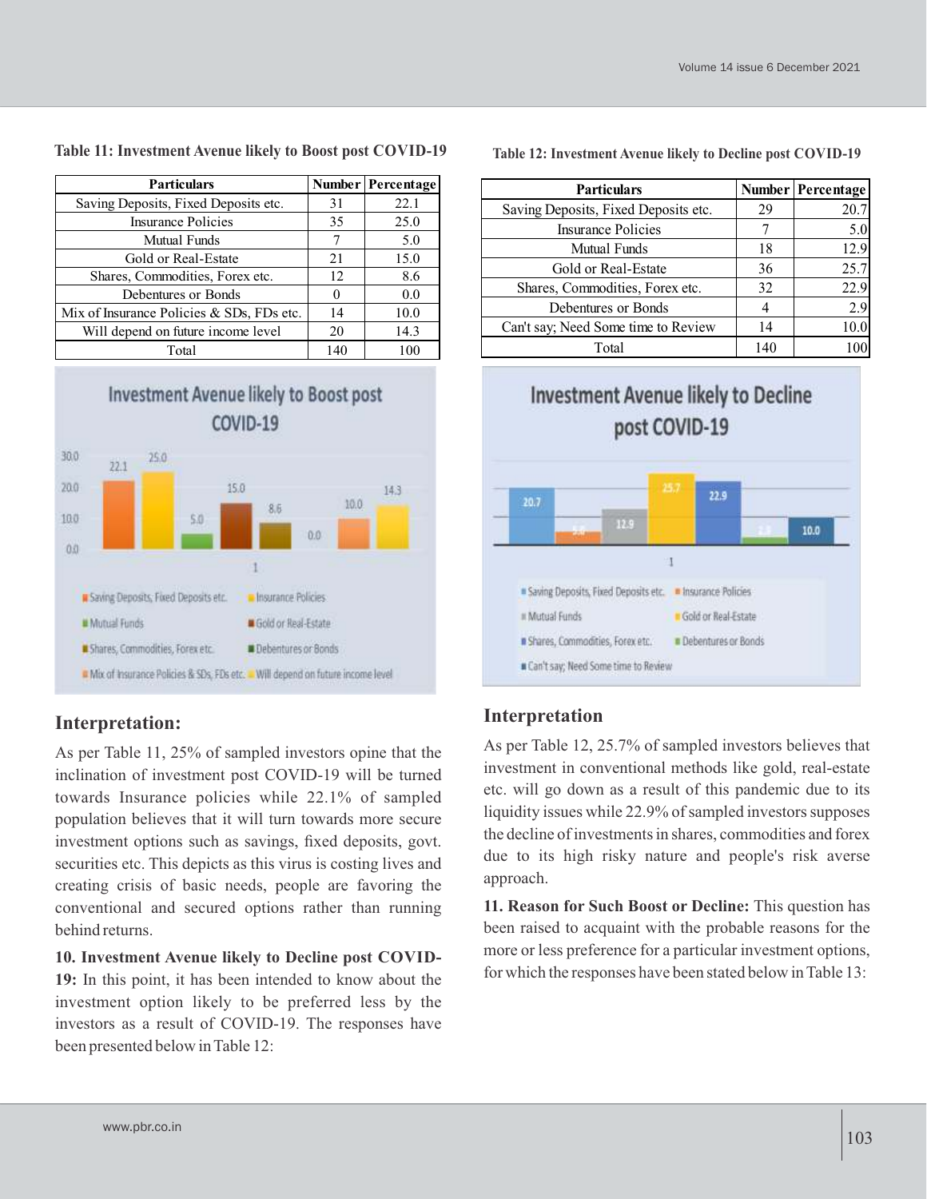**Table 11: Investment Avenue likely to Boost post COVID-19**

| Particulars | Number | Percentage |
|---|---|---|
| Saving Deposits, Fixed Deposits etc. | 31 | 22.1 |
| Insurance Policies | 35 | 25.0 |
| Mutual Funds | 7 | 5.0 |
| Gold or Real-Estate | 21 | 15.0 |
| Shares, Commodities, Forex etc. | 12 | 8.6 |
| Debentures or Bonds | 0 | 0.0 |
| Mix of Insurance Policies & SDs, FDs etc. | 14 | 10.0 |
| Will depend on future income level | 20 | 14.3 |
| Total | 140 | 100 |

## Interpretation:

As per Table 11, 25% of sampled investors opine that the inclination of investment post COVID-19 will be turned towards Insurance policies while 22.1% of sampled population believes that it will turn towards more secure investment options such as savings, fixed deposits, govt. securities etc. This depicts as this virus is costing lives and creating crisis of basic needs, people are favoring the conventional and secured options rather than running behind returns.

**10. Investment Avenue likely to Decline post COVID-19:** In this point, it has been intended to know about the investment option likely to be preferred less by the investors as a result of COVID-19. The responses have been presented below in Table 12:

**Table 12: Investment Avenue likely to Decline post COVID-19**

| Particulars | Number | Percentage |
|---|---|---|
| Saving Deposits, Fixed Deposits etc. | 29 | 20.7 |
| Insurance Policies | 7 | 5.0 |
| Mutual Funds | 18 | 12.9 |
| Gold or Real-Estate | 36 | 25.7 |
| Shares, Commodities, Forex etc. | 32 | 22.9 |
| Debentures or Bonds | 4 | 2.9 |
| Can't say; Need Some time to Review | 14 | 10.0 |
| Total | 140 | 100 |

## Interpretation

As per Table 12, 25.7% of sampled investors believes that investment in conventional methods like gold, real-estate etc. will go down as a result of this pandemic due to its liquidity issues while 22.9% of sampled investors supposes the decline of investments in shares, commodities and forex due to its high risky nature and people's risk averse approach.

**11. Reason for Such Boost or Decline:** This question has been raised to acquaint with the probable reasons for the more or less preference for a particular investment options, for which the responses have been stated below in Table 13: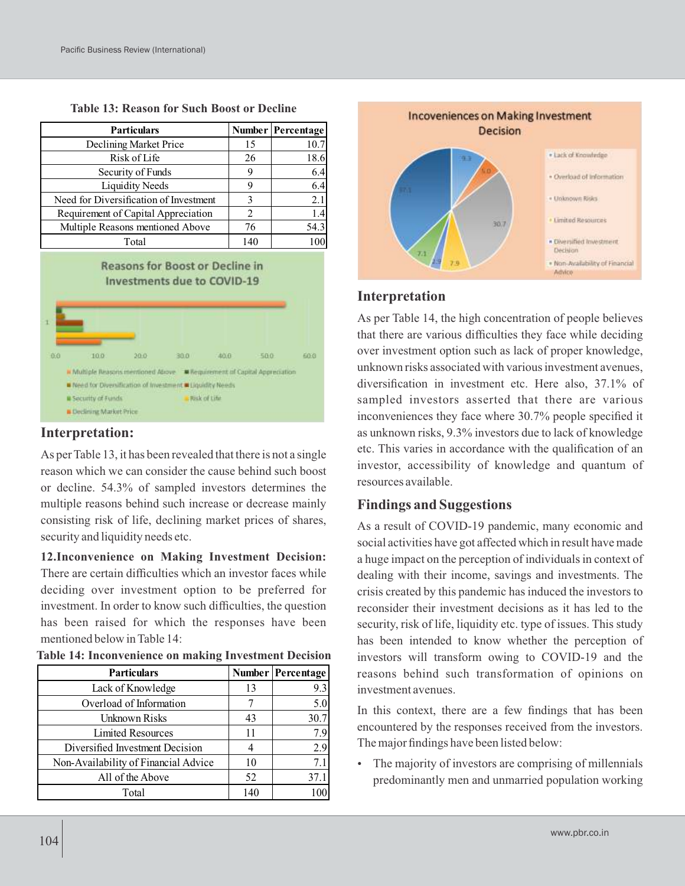**Table 13: Reason for Such Boost or Decline**

| Particulars | Number | Percentage |
|---|---|---|
| Declining Market Price | 15 | 10.7 |
| Risk of Life | 26 | 18.6 |
| Security of Funds | 9 | 6.4 |
| Liquidity Needs | 9 | 6.4 |
| Need for Diversification of Investment | 3 | 2.1 |
| Requirement of Capital Appreciation | 2 | 1.4 |
| Multiple Reasons mentioned Above | 76 | 54.3 |
| Total | 140 | 100 |

## Interpretation:

As per Table 13, it has been revealed that there is not a single reason which we can consider the cause behind such boost or decline. 54.3% of sampled investors determines the multiple reasons behind such increase or decrease mainly consisting risk of life, declining market prices of shares, security and liquidity needs etc.

**12.Inconvenience on Making Investment Decision:** There are certain difficulties which an investor faces while deciding over investment option to be preferred for investment. In order to know such difficulties, the question has been raised for which the responses have been mentioned below in Table 14:

**Table 14: Inconvenience on making Investment Decision**

| Particulars | Number | Percentage |
|---|---|---|
| Lack of Knowledge | 13 | 9.3 |
| Overload of Information | 7 | 5.0 |
| Unknown Risks | 43 | 30.7 |
| Limited Resources | 11 | 7.9 |
| Diversified Investment Decision | 4 | 2.9 |
| Non-Availability of Financial Advice | 10 | 7.1 |
| All of the Above | 52 | 37.1 |
| Total | 140 | 100 |

## Interpretation

As per Table 14, the high concentration of people believes that there are various difficulties they face while deciding over investment option such as lack of proper knowledge, unknown risks associated with various investment avenues, diversification in investment etc. Here also, 37.1% of sampled investors asserted that there are various inconveniences they face where 30.7% people specified it as unknown risks, 9.3% investors due to lack of knowledge etc. This varies in accordance with the qualification of an investor, accessibility of knowledge and quantum of resources available.

## Findings and Suggestions

As a result of COVID-19 pandemic, many economic and social activities have got affected which in result have made a huge impact on the perception of individuals in context of dealing with their income, savings and investments. The crisis created by this pandemic has induced the investors to reconsider their investment decisions as it has led to the security, risk of life, liquidity etc. type of issues. This study has been intended to know whether the perception of investors will transform owing to COVID-19 and the reasons behind such transformation of opinions on investment avenues.

In this context, there are a few findings that has been encountered by the responses received from the investors. The major findings have been listed below:

- The majority of investors are comprising of millennials predominantly men and unmarried population working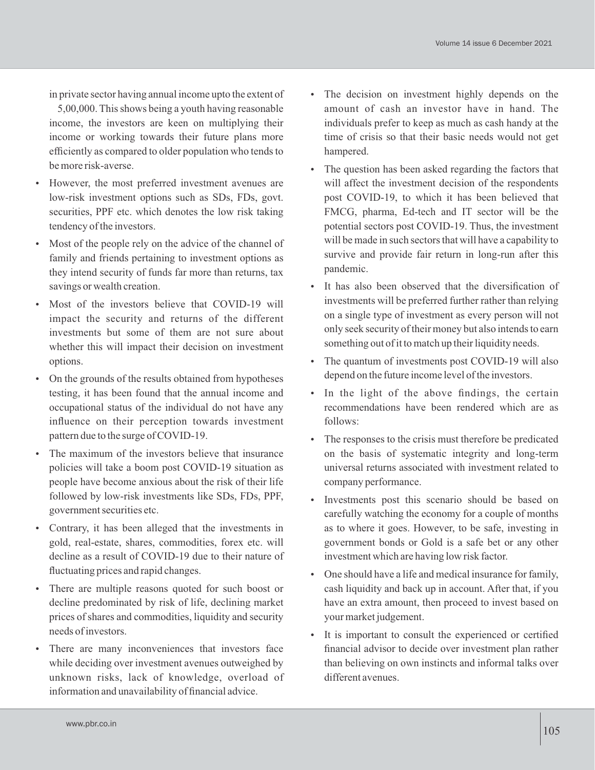in private sector having annual income upto the extent of 5,00,000. This shows being a youth having reasonable income, the investors are keen on multiplying their income or working towards their future plans more efficiently as compared to older population who tends to be more risk-averse.

- However, the most preferred investment avenues are low-risk investment options such as SDs, FDs, govt. securities, PPF etc. which denotes the low risk taking tendency of the investors.
- Most of the people rely on the advice of the channel of family and friends pertaining to investment options as they intend security of funds far more than returns, tax savings or wealth creation.
- Most of the investors believe that COVID-19 will impact the security and returns of the different investments but some of them are not sure about whether this will impact their decision on investment options.
- On the grounds of the results obtained from hypotheses testing, it has been found that the annual income and occupational status of the individual do not have any influence on their perception towards investment pattern due to the surge of COVID-19.
- The maximum of the investors believe that insurance policies will take a boom post COVID-19 situation as people have become anxious about the risk of their life followed by low-risk investments like SDs, FDs, PPF, government securities etc.
- Contrary, it has been alleged that the investments in gold, real-estate, shares, commodities, forex etc. will decline as a result of COVID-19 due to their nature of fluctuating prices and rapid changes.
- There are multiple reasons quoted for such boost or decline predominated by risk of life, declining market prices of shares and commodities, liquidity and security needs of investors.
- There are many inconveniences that investors face while deciding over investment avenues outweighed by unknown risks, lack of knowledge, overload of information and unavailability of financial advice.
- The decision on investment highly depends on the amount of cash an investor have in hand. The individuals prefer to keep as much as cash handy at the time of crisis so that their basic needs would not get hampered.
- The question has been asked regarding the factors that will affect the investment decision of the respondents post COVID-19, to which it has been believed that FMCG, pharma, Ed-tech and IT sector will be the potential sectors post COVID-19. Thus, the investment will be made in such sectors that will have a capability to survive and provide fair return in long-run after this pandemic.
- It has also been observed that the diversification of investments will be preferred further rather than relying on a single type of investment as every person will not only seek security of their money but also intends to earn something out of it to match up their liquidity needs.
- The quantum of investments post COVID-19 will also depend on the future income level of the investors.
- In the light of the above findings, the certain recommendations have been rendered which are as follows:
- The responses to the crisis must therefore be predicated on the basis of systematic integrity and long-term universal returns associated with investment related to company performance.
- Investments post this scenario should be based on carefully watching the economy for a couple of months as to where it goes. However, to be safe, investing in government bonds or Gold is a safe bet or any other investment which are having low risk factor.
- One should have a life and medical insurance for family, cash liquidity and back up in account. After that, if you have an extra amount, then proceed to invest based on your market judgement.
- It is important to consult the experienced or certified financial advisor to decide over investment plan rather than believing on own instincts and informal talks over different avenues.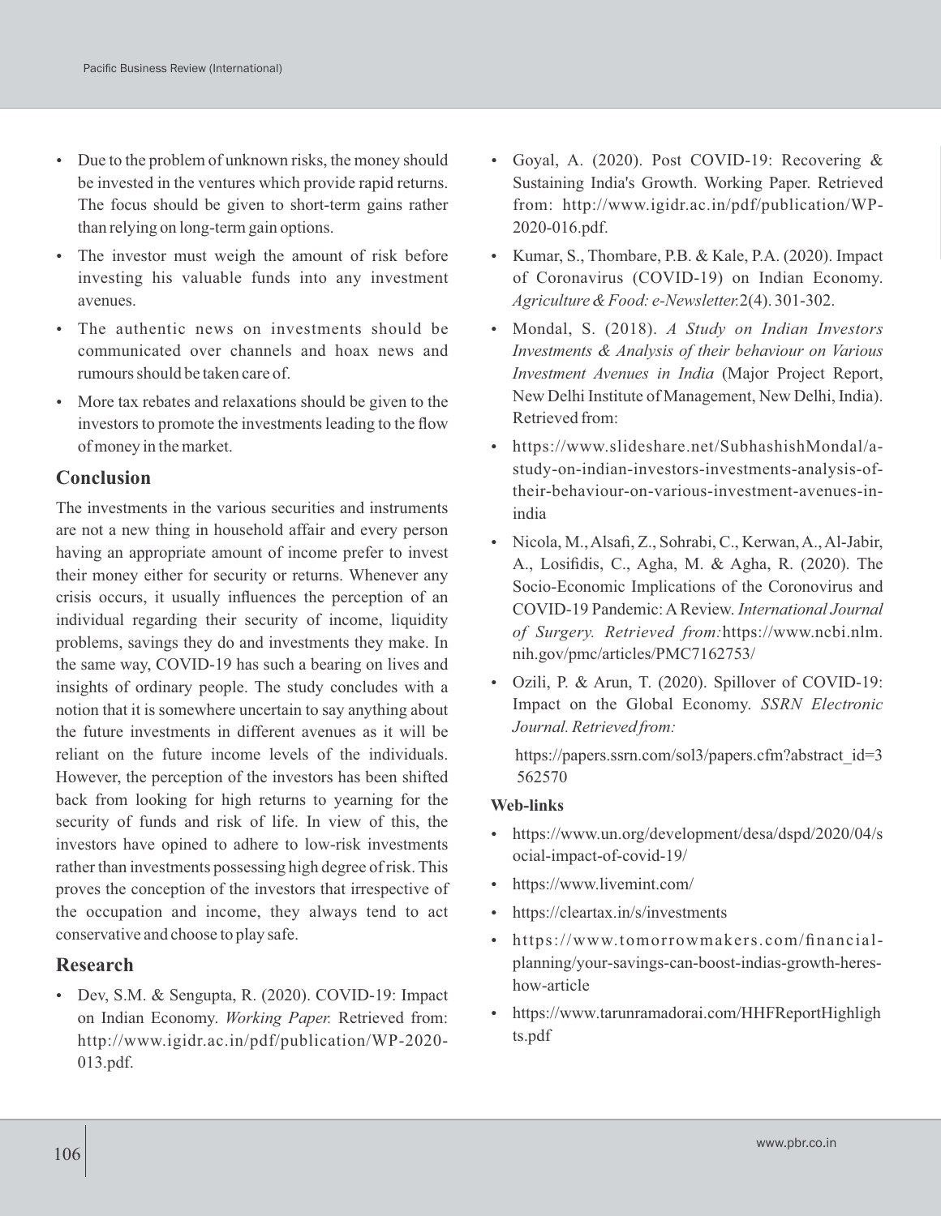- Due to the problem of unknown risks, the money should be invested in the ventures which provide rapid returns. The focus should be given to short-term gains rather than relying on long-term gain options.
- The investor must weigh the amount of risk before investing his valuable funds into any investment avenues.
- The authentic news on investments should be communicated over channels and hoax news and rumours should be taken care of.
- More tax rebates and relaxations should be given to the investors to promote the investments leading to the flow of money in the market.

## Conclusion

The investments in the various securities and instruments are not a new thing in household affair and every person having an appropriate amount of income prefer to invest their money either for security or returns. Whenever any crisis occurs, it usually influences the perception of an individual regarding their security of income, liquidity problems, savings they do and investments they make. In the same way, COVID-19 has such a bearing on lives and insights of ordinary people. The study concludes with a notion that it is somewhere uncertain to say anything about the future investments in different avenues as it will be reliant on the future income levels of the individuals. However, the perception of the investors has been shifted back from looking for high returns to yearning for the security of funds and risk of life. In view of this, the investors have opined to adhere to low-risk investments rather than investments possessing high degree of risk. This proves the conception of the investors that irrespective of the occupation and income, they always tend to act conservative and choose to play safe.

## Research

- Dev, S.M. & Sengupta, R. (2020). COVID-19: Impact on Indian Economy. *Working Paper.* Retrieved from: http://www.igidr.ac.in/pdf/publication/WP-2020-013.pdf.
- Goyal, A. (2020). Post COVID-19: Recovering & Sustaining India's Growth. Working Paper. Retrieved from: http://www.igidr.ac.in/pdf/publication/WP-2020-016.pdf.
- Kumar, S., Thombare, P.B. & Kale, P.A. (2020). Impact of Coronavirus (COVID-19) on Indian Economy. *Agriculture & Food: e-Newsletter.* 2(4). 301-302.
- Mondal, S. (2018). *A Study on Indian Investors Investments & Analysis of their behaviour on Various Investment Avenues in India* (Major Project Report, New Delhi Institute of Management, New Delhi, India). Retrieved from:
- https://www.slideshare.net/SubhashishMondal/a-study-on-indian-investors-investments-analysis-of-their-behaviour-on-various-investment-avenues-in-india
- Nicola, M., Alsafi, Z., Sohrabi, C., Kerwan, A., Al-Jabir, A., Losifidis, C., Agha, M. & Agha, R. (2020). The Socio-Economic Implications of the Coronovirus and COVID-19 Pandemic: A Review. *International Journal of Surgery. Retrieved from:* https://www.ncbi.nlm.nih.gov/pmc/articles/PMC7162753/
- Ozili, P. & Arun, T. (2020). Spillover of COVID-19: Impact on the Global Economy. *SSRN Electronic Journal. Retrieved from:*

  https://papers.ssrn.com/sol3/papers.cfm?abstract_id=3562570

**Web-links**

- https://www.un.org/development/desa/dspd/2020/04/social-impact-of-covid-19/
- https://www.livemint.com/
- https://cleartax.in/s/investments
- https://www.tomorrowmakers.com/financial-planning/your-savings-can-boost-indias-growth-heres-how-article
- https://www.tarunramadorai.com/HHFReportHighlights.pdf